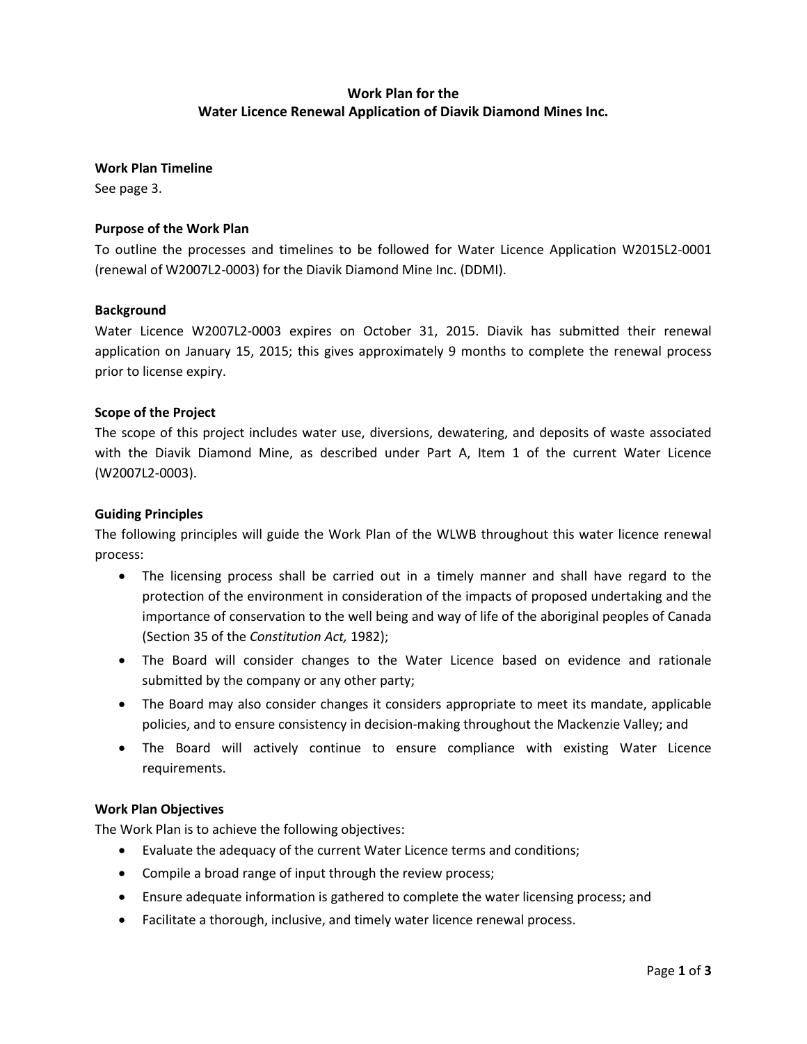# Work Plan for the
# Water Licence Renewal Application of Diavik Diamond Mines Inc.

**Work Plan Timeline**

See page 3.

**Purpose of the Work Plan**

To outline the processes and timelines to be followed for Water Licence Application W2015L2-0001 (renewal of W2007L2-0003) for the Diavik Diamond Mine Inc. (DDMI).

**Background**

Water Licence W2007L2-0003 expires on October 31, 2015. Diavik has submitted their renewal application on January 15, 2015; this gives approximately 9 months to complete the renewal process prior to license expiry.

**Scope of the Project**

The scope of this project includes water use, diversions, dewatering, and deposits of waste associated with the Diavik Diamond Mine, as described under Part A, Item 1 of the current Water Licence (W2007L2-0003).

**Guiding Principles**

The following principles will guide the Work Plan of the WLWB throughout this water licence renewal process:

- The licensing process shall be carried out in a timely manner and shall have regard to the protection of the environment in consideration of the impacts of proposed undertaking and the importance of conservation to the well being and way of life of the aboriginal peoples of Canada (Section 35 of the *Constitution Act,* 1982);
- The Board will consider changes to the Water Licence based on evidence and rationale submitted by the company or any other party;
- The Board may also consider changes it considers appropriate to meet its mandate, applicable policies, and to ensure consistency in decision-making throughout the Mackenzie Valley; and
- The Board will actively continue to ensure compliance with existing Water Licence requirements.

**Work Plan Objectives**

The Work Plan is to achieve the following objectives:

- Evaluate the adequacy of the current Water Licence terms and conditions;
- Compile a broad range of input through the review process;
- Ensure adequate information is gathered to complete the water licensing process; and
- Facilitate a thorough, inclusive, and timely water licence renewal process.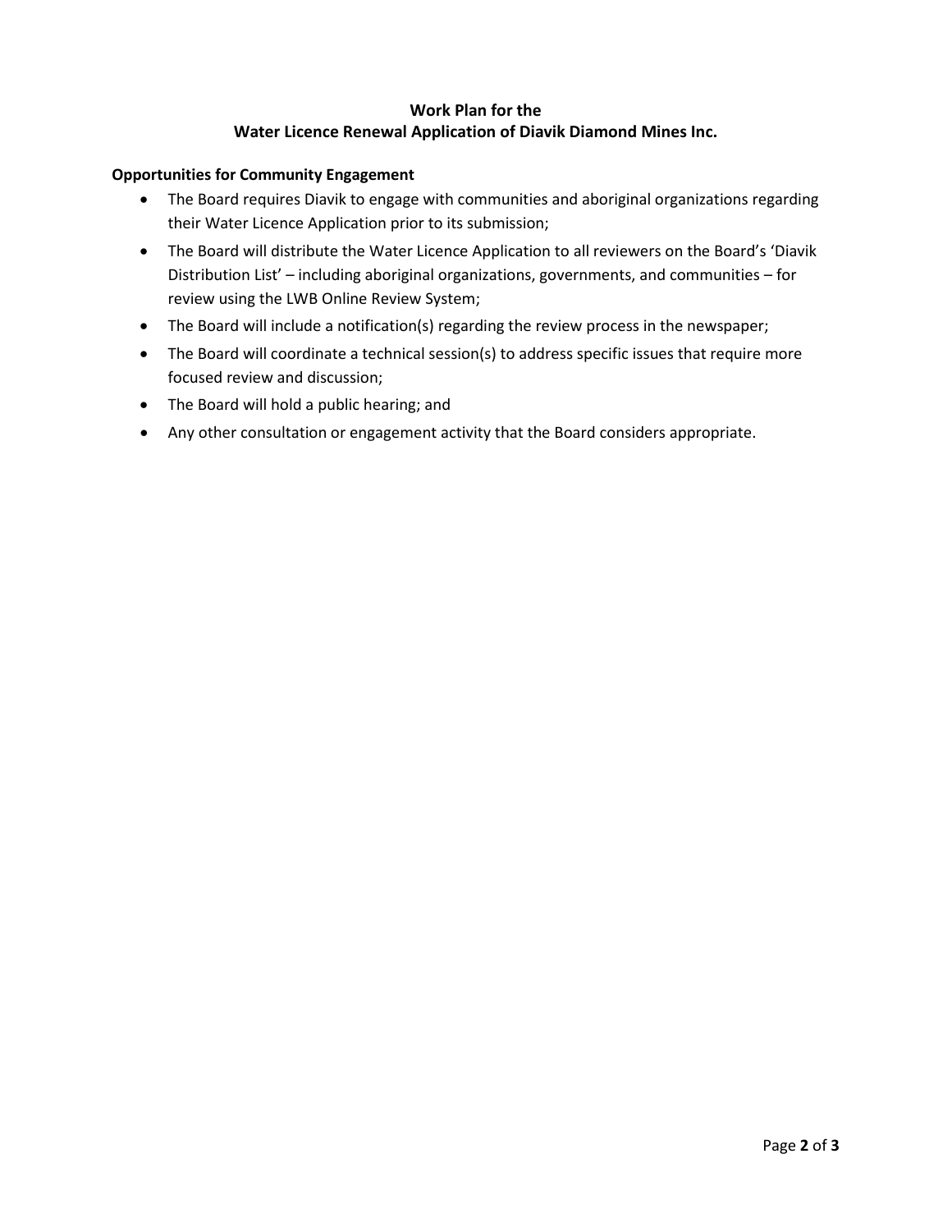**Work Plan for the**
**Water Licence Renewal Application of Diavik Diamond Mines Inc.**

**Opportunities for Community Engagement**

- The Board requires Diavik to engage with communities and aboriginal organizations regarding their Water Licence Application prior to its submission;
- The Board will distribute the Water Licence Application to all reviewers on the Board's 'Diavik Distribution List' – including aboriginal organizations, governments, and communities – for review using the LWB Online Review System;
- The Board will include a notification(s) regarding the review process in the newspaper;
- The Board will coordinate a technical session(s) to address specific issues that require more focused review and discussion;
- The Board will hold a public hearing; and
- Any other consultation or engagement activity that the Board considers appropriate.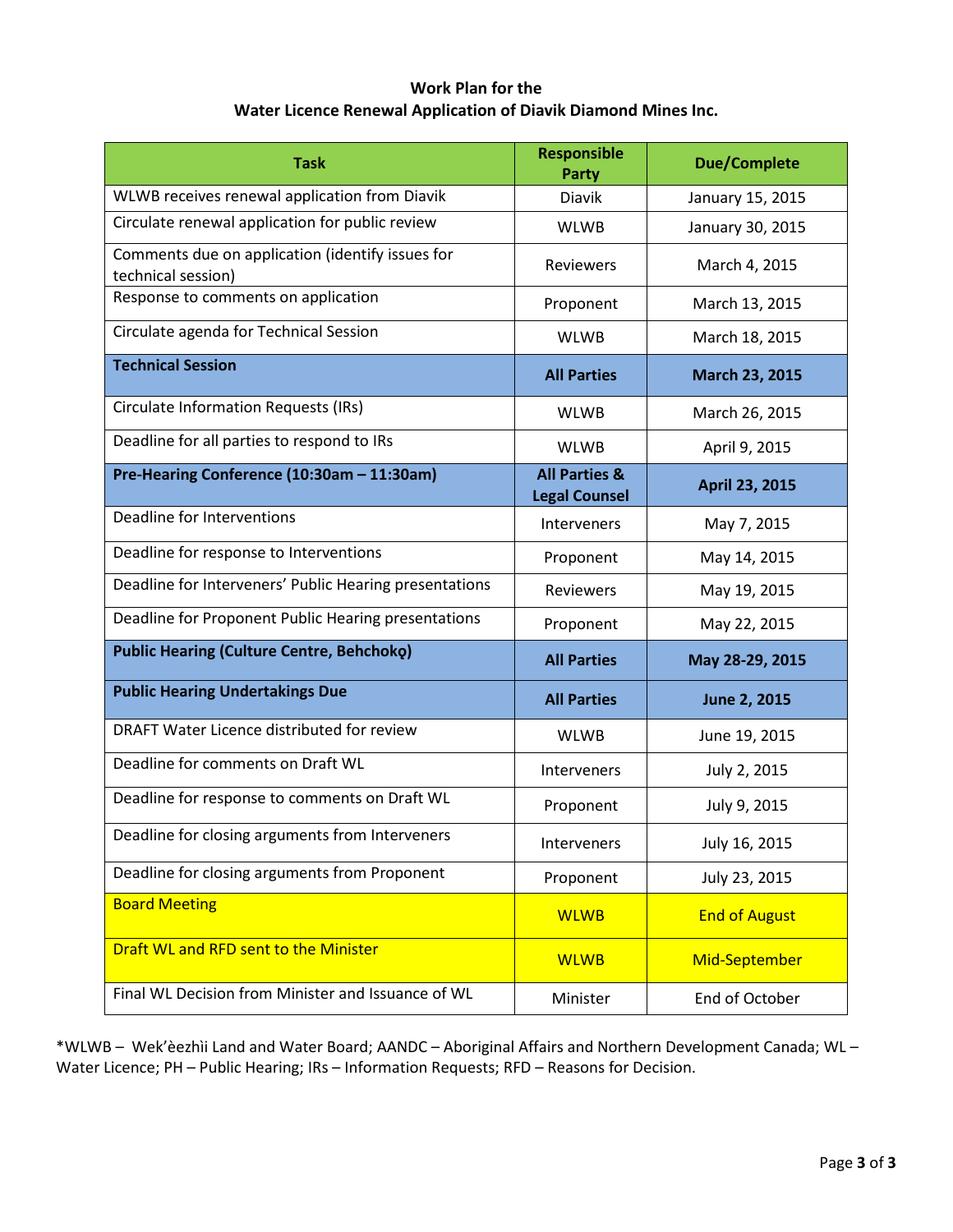**Work Plan for the**
**Water Licence Renewal Application of Diavik Diamond Mines Inc.**

| Task | Responsible Party | Due/Complete |
|---|---|---|
| WLWB receives renewal application from Diavik | Diavik | January 15, 2015 |
| Circulate renewal application for public review | WLWB | January 30, 2015 |
| Comments due on application (identify issues for technical session) | Reviewers | March 4, 2015 |
| Response to comments on application | Proponent | March 13, 2015 |
| Circulate agenda for Technical Session | WLWB | March 18, 2015 |
| **Technical Session** | **All Parties** | **March 23, 2015** |
| Circulate Information Requests (IRs) | WLWB | March 26, 2015 |
| Deadline for all parties to respond to IRs | WLWB | April 9, 2015 |
| **Pre-Hearing Conference (10:30am – 11:30am)** | **All Parties & Legal Counsel** | **April 23, 2015** |
| Deadline for Interventions | Interveners | May 7, 2015 |
| Deadline for response to Interventions | Proponent | May 14, 2015 |
| Deadline for Interveners' Public Hearing presentations | Reviewers | May 19, 2015 |
| Deadline for Proponent Public Hearing presentations | Proponent | May 22, 2015 |
| **Public Hearing (Culture Centre, Behchokǫ)** | **All Parties** | **May 28-29, 2015** |
| **Public Hearing Undertakings Due** | **All Parties** | **June 2, 2015** |
| DRAFT Water Licence distributed for review | WLWB | June 19, 2015 |
| Deadline for comments on Draft WL | Interveners | July 2, 2015 |
| Deadline for response to comments on Draft WL | Proponent | July 9, 2015 |
| Deadline for closing arguments from Interveners | Interveners | July 16, 2015 |
| Deadline for closing arguments from Proponent | Proponent | July 23, 2015 |
| Board Meeting | WLWB | End of August |
| Draft WL and RFD sent to the Minister | WLWB | Mid-September |
| Final WL Decision from Minister and Issuance of WL | Minister | End of October |

*WLWB – Wek'èezhìi Land and Water Board; AANDC – Aboriginal Affairs and Northern Development Canada; WL – Water Licence; PH – Public Hearing; IRs – Information Requests; RFD – Reasons for Decision.